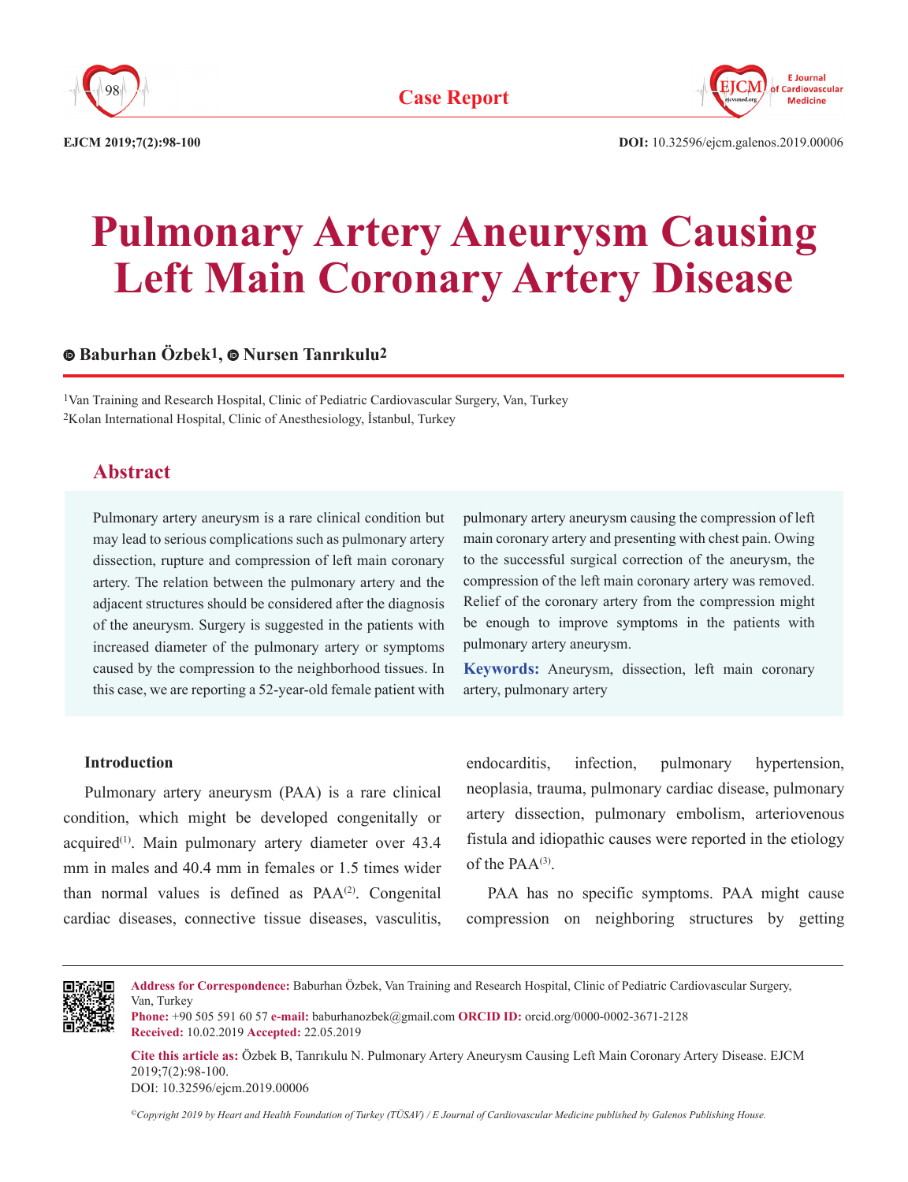# Pulmonary Artery Aneurysm Causing Left Main Coronary Artery Disease

Baburhan Özbek[1], Nursen Tanrıkulu[2]

[1]Van Training and Research Hospital, Clinic of Pediatric Cardiovascular Surgery, Van, Turkey
[2]Kolan International Hospital, Clinic of Anesthesiology, İstanbul, Turkey

## Abstract

Pulmonary artery aneurysm is a rare clinical condition but may lead to serious complications such as pulmonary artery dissection, rupture and compression of left main coronary artery. The relation between the pulmonary artery and the adjacent structures should be considered after the diagnosis of the aneurysm. Surgery is suggested in the patients with increased diameter of the pulmonary artery or symptoms caused by the compression to the neighborhood tissues. In this case, we are reporting a 52-year-old female patient with pulmonary artery aneurysm causing the compression of left main coronary artery and presenting with chest pain. Owing to the successful surgical correction of the aneurysm, the compression of the left main coronary artery was removed. Relief of the coronary artery from the compression might be enough to improve symptoms in the patients with pulmonary artery aneurysm.

**Keywords:** Aneurysm, dissection, left main coronary artery, pulmonary artery

### Introduction

Pulmonary artery aneurysm (PAA) is a rare clinical condition, which might be developed congenitally or acquired[1]. Main pulmonary artery diameter over 43.4 mm in males and 40.4 mm in females or 1.5 times wider than normal values is defined as PAA[2]. Congenital cardiac diseases, connective tissue diseases, vasculitis, endocarditis, infection, pulmonary hypertension, neoplasia, trauma, pulmonary cardiac disease, pulmonary artery dissection, pulmonary embolism, arteriovenous fistula and idiopathic causes were reported in the etiology of the PAA[3].

PAA has no specific symptoms. PAA might cause compression on neighboring structures by getting

---

**Address for Correspondence:** Baburhan Özbek, Van Training and Research Hospital, Clinic of Pediatric Cardiovascular Surgery, Van, Turkey
**Phone:** +90 505 591 60 57 **e-mail:** baburhanozbek@gmail.com **ORCID ID:** orcid.org/0000-0002-3671-2128
**Received:** 10.02.2019 **Accepted:** 22.05.2019

**Cite this article as:** Özbek B, Tanrıkulu N. Pulmonary Artery Aneurysm Causing Left Main Coronary Artery Disease. EJCM 2019;7(2):98-100.
DOI: 10.32596/ejcm.2019.00006

*©Copyright 2019 by Heart and Health Foundation of Turkey (TÜSAV) / E Journal of Cardiovascular Medicine published by Galenos Publishing House.*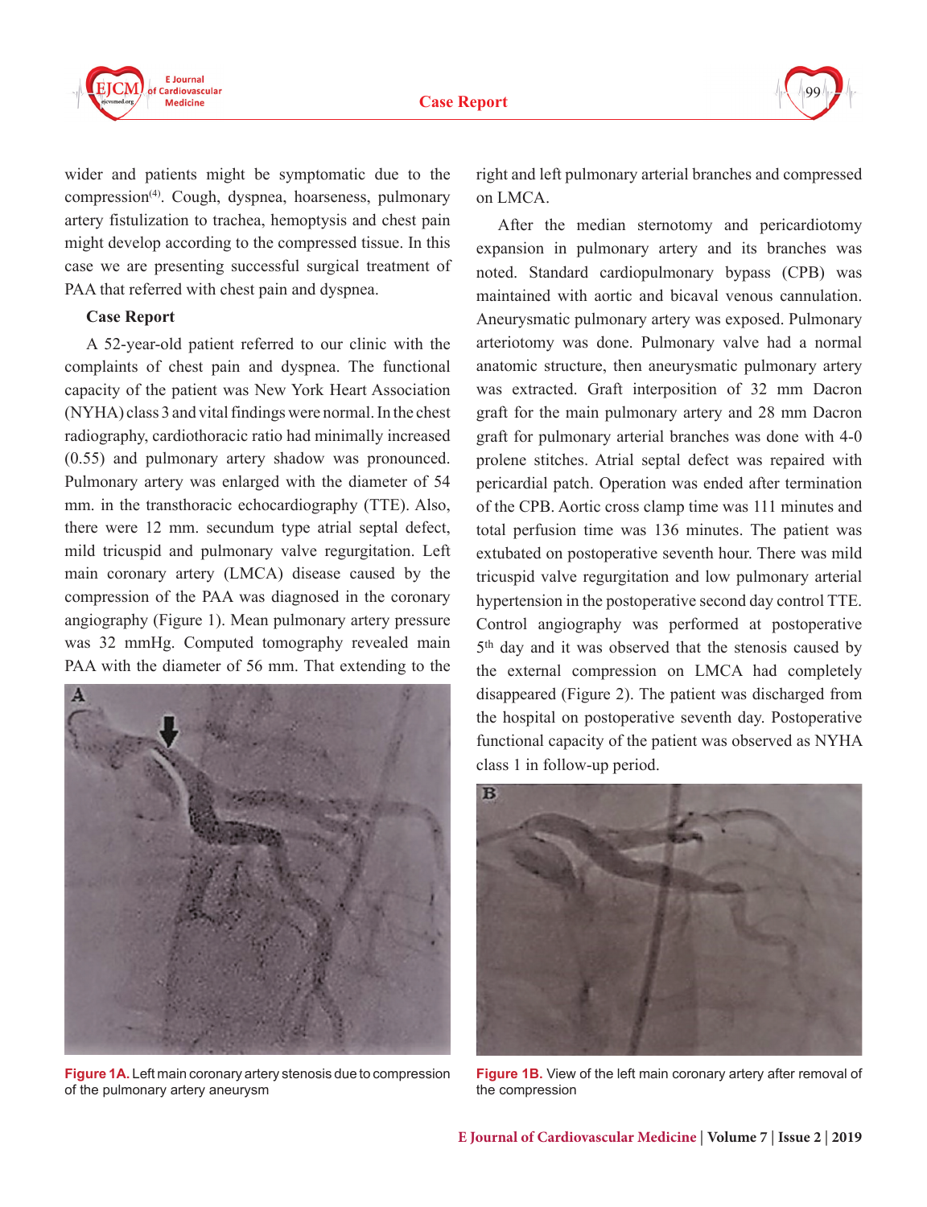wider and patients might be symptomatic due to the compression[4]. Cough, dyspnea, hoarseness, pulmonary artery fistulization to trachea, hemoptysis and chest pain might develop according to the compressed tissue. In this case we are presenting successful surgical treatment of PAA that referred with chest pain and dyspnea.

**Case Report**

A 52-year-old patient referred to our clinic with the complaints of chest pain and dyspnea. The functional capacity of the patient was New York Heart Association (NYHA) class 3 and vital findings were normal. In the chest radiography, cardiothoracic ratio had minimally increased (0.55) and pulmonary artery shadow was pronounced. Pulmonary artery was enlarged with the diameter of 54 mm. in the transthoracic echocardiography (TTE). Also, there were 12 mm. secundum type atrial septal defect, mild tricuspid and pulmonary valve regurgitation. Left main coronary artery (LMCA) disease caused by the compression of the PAA was diagnosed in the coronary angiography (Figure 1). Mean pulmonary artery pressure was 32 mmHg. Computed tomography revealed main PAA with the diameter of 56 mm. That extending to the right and left pulmonary arterial branches and compressed on LMCA.

After the median sternotomy and pericardiotomy expansion in pulmonary artery and its branches was noted. Standard cardiopulmonary bypass (CPB) was maintained with aortic and bicaval venous cannulation. Aneurysmatic pulmonary artery was exposed. Pulmonary arteriotomy was done. Pulmonary valve had a normal anatomic structure, then aneurysmatic pulmonary artery was extracted. Graft interposition of 32 mm Dacron graft for the main pulmonary artery and 28 mm Dacron graft for pulmonary arterial branches was done with 4-0 prolene stitches. Atrial septal defect was repaired with pericardial patch. Operation was ended after termination of the CPB. Aortic cross clamp time was 111 minutes and total perfusion time was 136 minutes. The patient was extubated on postoperative seventh hour. There was mild tricuspid valve regurgitation and low pulmonary arterial hypertension in the postoperative second day control TTE. Control angiography was performed at postoperative 5th day and it was observed that the stenosis caused by the external compression on LMCA had completely disappeared (Figure 2). The patient was discharged from the hospital on postoperative seventh day. Postoperative functional capacity of the patient was observed as NYHA class 1 in follow-up period.

**Figure 1A.** Left main coronary artery stenosis due to compression of the pulmonary artery aneurysm

**Figure 1B.** View of the left main coronary artery after removal of the compression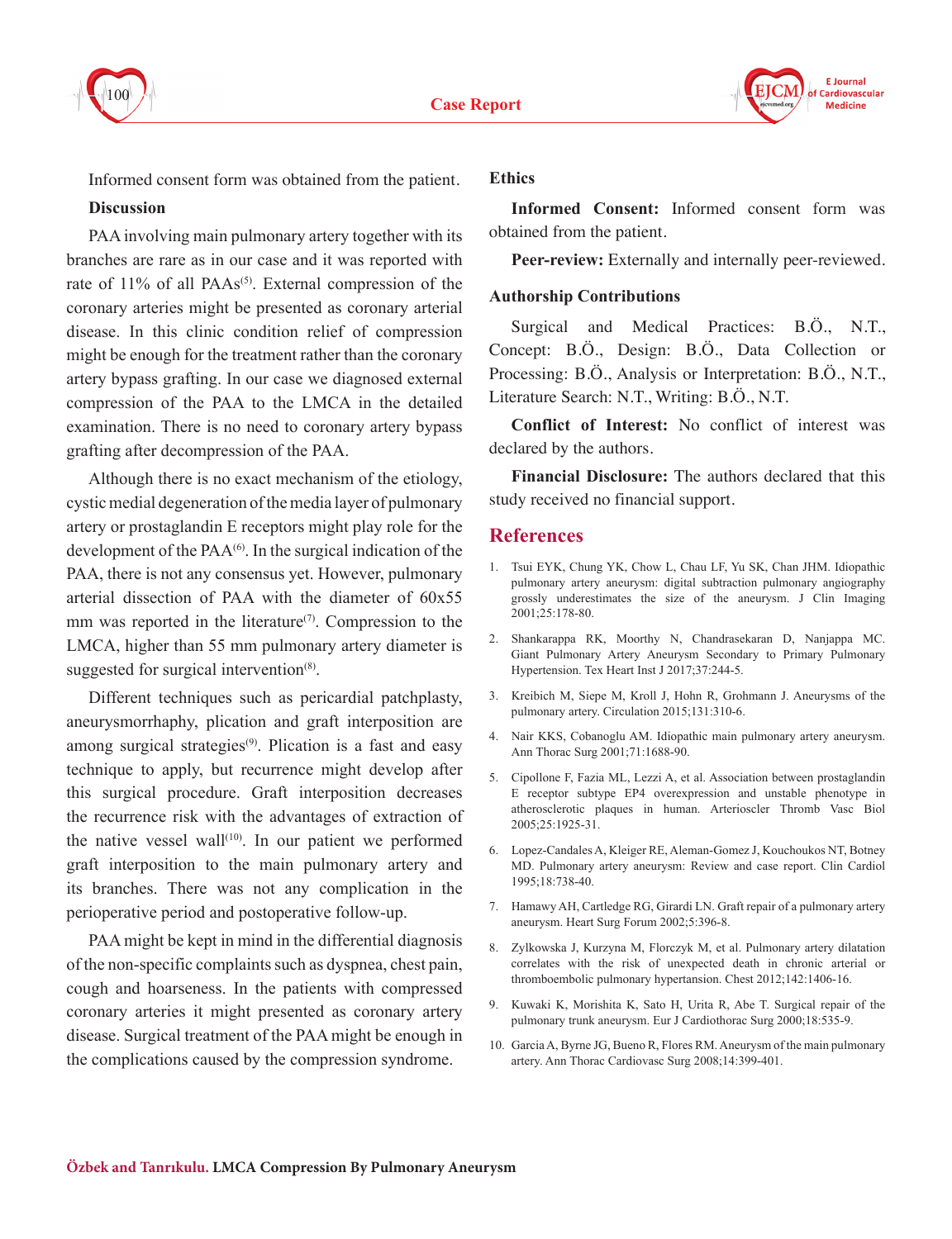Informed consent form was obtained from the patient.

### Discussion

PAA involving main pulmonary artery together with its branches are rare as in our case and it was reported with rate of 11% of all PAAs[5]. External compression of the coronary arteries might be presented as coronary arterial disease. In this clinic condition relief of compression might be enough for the treatment rather than the coronary artery bypass grafting. In our case we diagnosed external compression of the PAA to the LMCA in the detailed examination. There is no need to coronary artery bypass grafting after decompression of the PAA.

Although there is no exact mechanism of the etiology, cystic medial degeneration of the media layer of pulmonary artery or prostaglandin E receptors might play role for the development of the PAA[6]. In the surgical indication of the PAA, there is not any consensus yet. However, pulmonary arterial dissection of PAA with the diameter of 60x55 mm was reported in the literature[7]. Compression to the LMCA, higher than 55 mm pulmonary artery diameter is suggested for surgical intervention[8].

Different techniques such as pericardial patchplasty, aneurysmorrhaphy, plication and graft interposition are among surgical strategies[9]. Plication is a fast and easy technique to apply, but recurrence might develop after this surgical procedure. Graft interposition decreases the recurrence risk with the advantages of extraction of the native vessel wall[10]. In our patient we performed graft interposition to the main pulmonary artery and its branches. There was not any complication in the perioperative period and postoperative follow-up.

PAA might be kept in mind in the differential diagnosis of the non-specific complaints such as dyspnea, chest pain, cough and hoarseness. In the patients with compressed coronary arteries it might presented as coronary artery disease. Surgical treatment of the PAA might be enough in the complications caused by the compression syndrome.

### Ethics

**Informed Consent:** Informed consent form was obtained from the patient.

**Peer-review:** Externally and internally peer-reviewed.

### Authorship Contributions

Surgical and Medical Practices: B.Ö., N.T., Concept: B.Ö., Design: B.Ö., Data Collection or Processing: B.Ö., Analysis or Interpretation: B.Ö., N.T., Literature Search: N.T., Writing: B.Ö., N.T.

**Conflict of Interest:** No conflict of interest was declared by the authors.

**Financial Disclosure:** The authors declared that this study received no financial support.

## References

1. Tsui EYK, Chung YK, Chow L, Chau LF, Yu SK, Chan JHM. Idiopathic pulmonary artery aneurysm: digital subtraction pulmonary angiography grossly underestimates the size of the aneurysm. J Clin Imaging 2001;25:178-80.
2. Shankarappa RK, Moorthy N, Chandrasekaran D, Nanjappa MC. Giant Pulmonary Artery Aneurysm Secondary to Primary Pulmonary Hypertension. Tex Heart Inst J 2017;37:244-5.
3. Kreibich M, Siepe M, Kroll J, Hohn R, Grohmann J. Aneurysms of the pulmonary artery. Circulation 2015;131:310-6.
4. Nair KKS, Cobanoglu AM. Idiopathic main pulmonary artery aneurysm. Ann Thorac Surg 2001;71:1688-90.
5. Cipollone F, Fazia ML, Lezzi A, et al. Association between prostaglandin E receptor subtype EP4 overexpression and unstable phenotype in atherosclerotic plaques in human. Arterioscler Thromb Vasc Biol 2005;25:1925-31.
6. Lopez-Candales A, Kleiger RE, Aleman-Gomez J, Kouchoukos NT, Botney MD. Pulmonary artery aneurysm: Review and case report. Clin Cardiol 1995;18:738-40.
7. Hamawy AH, Cartledge RG, Girardi LN. Graft repair of a pulmonary artery aneurysm. Heart Surg Forum 2002;5:396-8.
8. Zylkowska J, Kurzyna M, Florczyk M, et al. Pulmonary artery dilatation correlates with the risk of unexpected death in chronic arterial or thromboembolic pulmonary hypertension. Chest 2012;142:1406-16.
9. Kuwaki K, Morishita K, Sato H, Urita R, Abe T. Surgical repair of the pulmonary trunk aneurysm. Eur J Cardiothorac Surg 2000;18:535-9.
10. Garcia A, Byrne JG, Bueno R, Flores RM. Aneurysm of the main pulmonary artery. Ann Thorac Cardiovasc Surg 2008;14:399-401.